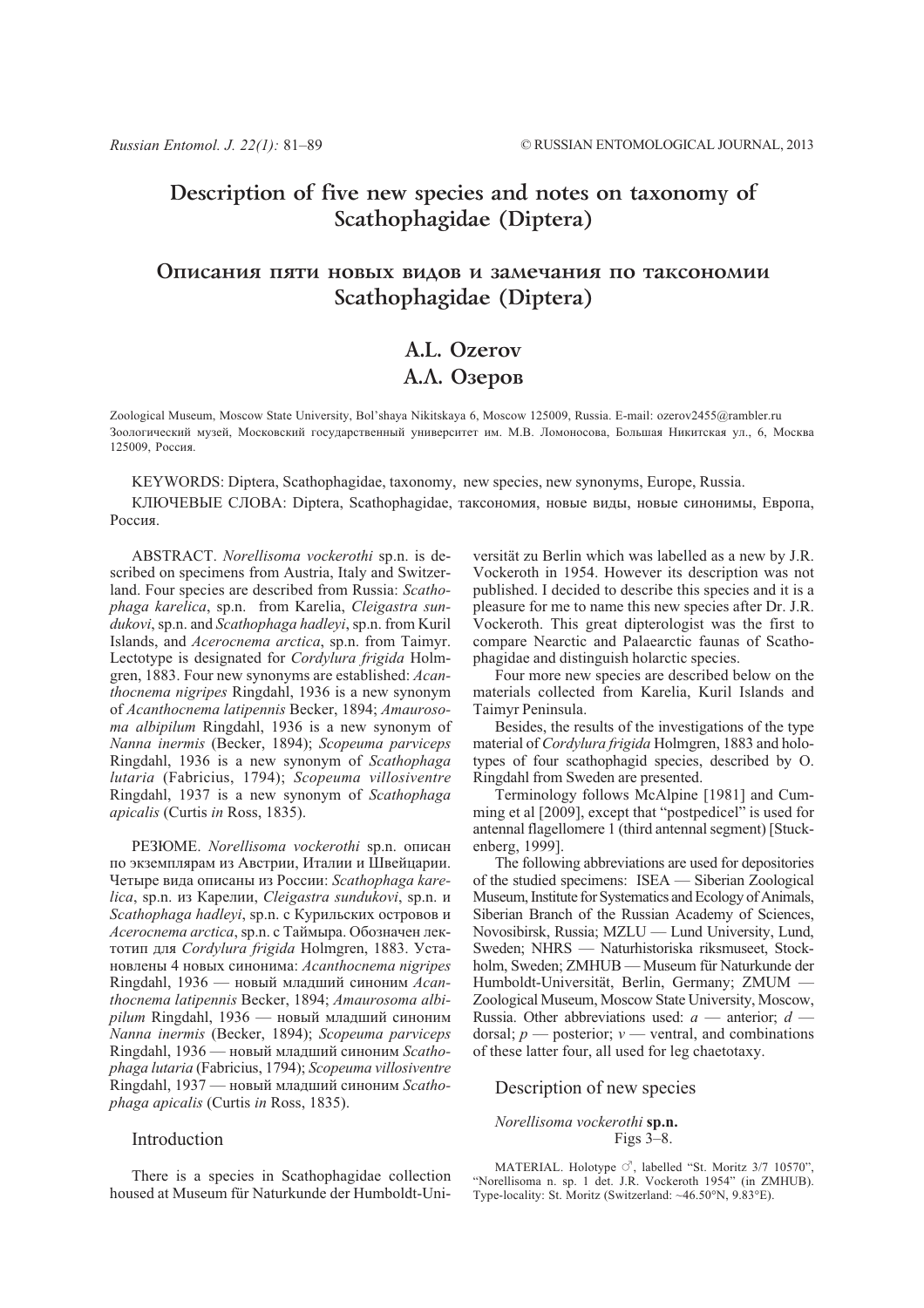# Description of five new species and notes on taxonomy of Scathophagidae (Diptera)

# Описания пяти новых видов и замечания по таксономии Scathophagidae (Diptera)

## A.L. Ozerov
## А.Л. Озеров

Zoological Museum, Moscow State University, Bol'shaya Nikitskaya 6, Moscow 125009, Russia. E-mail: ozerov2455@rambler.ru
Зоологический музей, Московский государственный университет им. М.В. Ломоносова, Большая Никитская ул., 6, Москва 125009, Россия.

KEYWORDS: Diptera, Scathophagidae, taxonomy, new species, new synonyms, Europe, Russia.

КЛЮЧЕВЫЕ СЛОВА: Diptera, Scathophagidae, таксономия, новые виды, новые синонимы, Европа, Россия.

ABSTRACT. *Norellisoma vockerothi* sp.n. is described on specimens from Austria, Italy and Switzerland. Four species are described from Russia: *Scathophaga karelica*, sp.n. from Karelia, *Cleigastra sundukovi*, sp.n. and *Scathophaga hadleyi*, sp.n. from Kuril Islands, and *Acerocnema arctica*, sp.n. from Taimyr. Lectotype is designated for *Cordylura frigida* Holmgren, 1883. Four new synonyms are established: *Acanthocnema nigripes* Ringdahl, 1936 is a new synonym of *Acanthocnema latipennis* Becker, 1894; *Amaurosoma albipilum* Ringdahl, 1936 is a new synonym of *Nanna inermis* (Becker, 1894); *Scopeuma parviceps* Ringdahl, 1936 is a new synonym of *Scathophaga lutaria* (Fabricius, 1794); *Scopeuma villosiventre* Ringdahl, 1937 is a new synonym of *Scathophaga apicalis* (Curtis *in* Ross, 1835).

РЕЗЮМЕ. *Norellisoma vockerothi* sp.n. описан по экземплярам из Австрии, Италии и Швейцарии. Четыре вида описаны из России: *Scathophaga karelica*, sp.n. из Карелии, *Cleigastra sundukovi*, sp.n. и *Scathophaga hadleyi*, sp.n. с Курильских островов и *Acerocnema arctica*, sp.n. с Таймыра. Обозначен лектотип для *Cordylura frigida* Holmgren, 1883. Установлены 4 новых синонима: *Acanthocnema nigripes* Ringdahl, 1936 — новый младший синоним *Acanthocnema latipennis* Becker, 1894; *Amaurosoma albipilum* Ringdahl, 1936 — новый младший синоним *Nanna inermis* (Becker, 1894); *Scopeuma parviceps* Ringdahl, 1936 — новый младший синоним *Scathophaga lutaria* (Fabricius, 1794); *Scopeuma villosiventre* Ringdahl, 1937 — новый младший синоним *Scathophaga apicalis* (Curtis *in* Ross, 1835).

## Introduction

There is a species in Scathophagidae collection housed at Museum für Naturkunde der Humboldt-Universität zu Berlin which was labelled as a new by J.R. Vockeroth in 1954. However its description was not published. I decided to describe this species and it is a pleasure for me to name this new species after Dr. J.R. Vockeroth. This great dipterologist was the first to compare Nearctic and Palaearctic faunas of Scathophagidae and distinguish holarctic species.

Four more new species are described below on the materials collected from Karelia, Kuril Islands and Taimyr Peninsula.

Besides, the results of the investigations of the type material of *Cordylura frigida* Holmgren, 1883 and holotypes of four scathophagid species, described by O. Ringdahl from Sweden are presented.

Terminology follows McAlpine [1981] and Cumming et al [2009], except that "postpedicel" is used for antennal flagellomere 1 (third antennal segment) [Stuckenberg, 1999].

The following abbreviations are used for depositories of the studied specimens: ISEA — Siberian Zoological Museum, Institute for Systematics and Ecology of Animals, Siberian Branch of the Russian Academy of Sciences, Novosibirsk, Russia; MZLU — Lund University, Lund, Sweden; NHRS — Naturhistoriska riksmuseet, Stockholm, Sweden; ZMHUB — Museum für Naturkunde der Humboldt-Universität, Berlin, Germany; ZMUM — Zoological Museum, Moscow State University, Moscow, Russia. Other abbreviations used: *a* — anterior; *d* — dorsal; *p* — posterior; *v* — ventral, and combinations of these latter four, all used for leg chaetotaxy.

## Description of new species

### *Norellisoma vockerothi* sp.n.

Figs 3–8.

MATERIAL. Holotype ♂, labelled "St. Moritz 3/7 10570", "Norellisoma n. sp. 1 det. J.R. Vockeroth 1954" (in ZMHUB). Type-locality: St. Moritz (Switzerland: ~46.50°N, 9.83°E).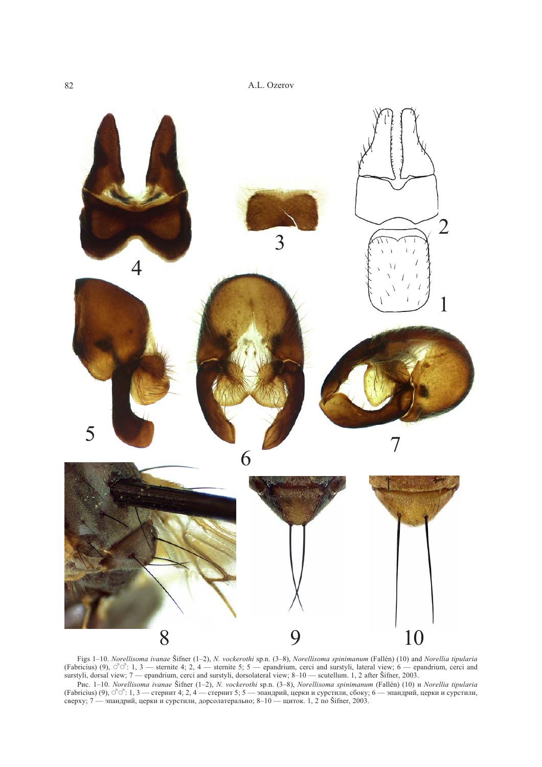Figs 1–10. *Norellisoma ivanae* Šifner (1–2), *N. vockerothi* sp.n. (3–8), *Norellisoma spinimanum* (Fallén) (10) and *Norellia tipularia* (Fabricius) (9), ♂♂: 1, 3 — sternite 4; 2, 4 — sternite 5; 5 — epandrium, cerci and surstyli, lateral view; 6 — epandrium, cerci and surstyli, dorsal view; 7 — epandrium, cerci and surstyli, dorsolateral view; 8–10 — scutellum. 1, 2 after Šifner, 2003.

Рис. 1–10. *Norellisoma ivanae* Šifner (1–2), *N. vockerothi* sp.n. (3–8), *Norellisoma spinimanum* (Fallén) (10) и *Norellia tipularia* (Fabricius) (9), ♂♂: 1, 3 — стернит 4; 2, 4 — стернит 5; 5 — эпандрий, церки и сурстили, сбоку; 6 — эпандрий, церки и сурстили, сверху; 7 — эпандрий, церки и сурстили, дорсолатерально; 8–10 — щиток. 1, 2 по Šifner, 2003.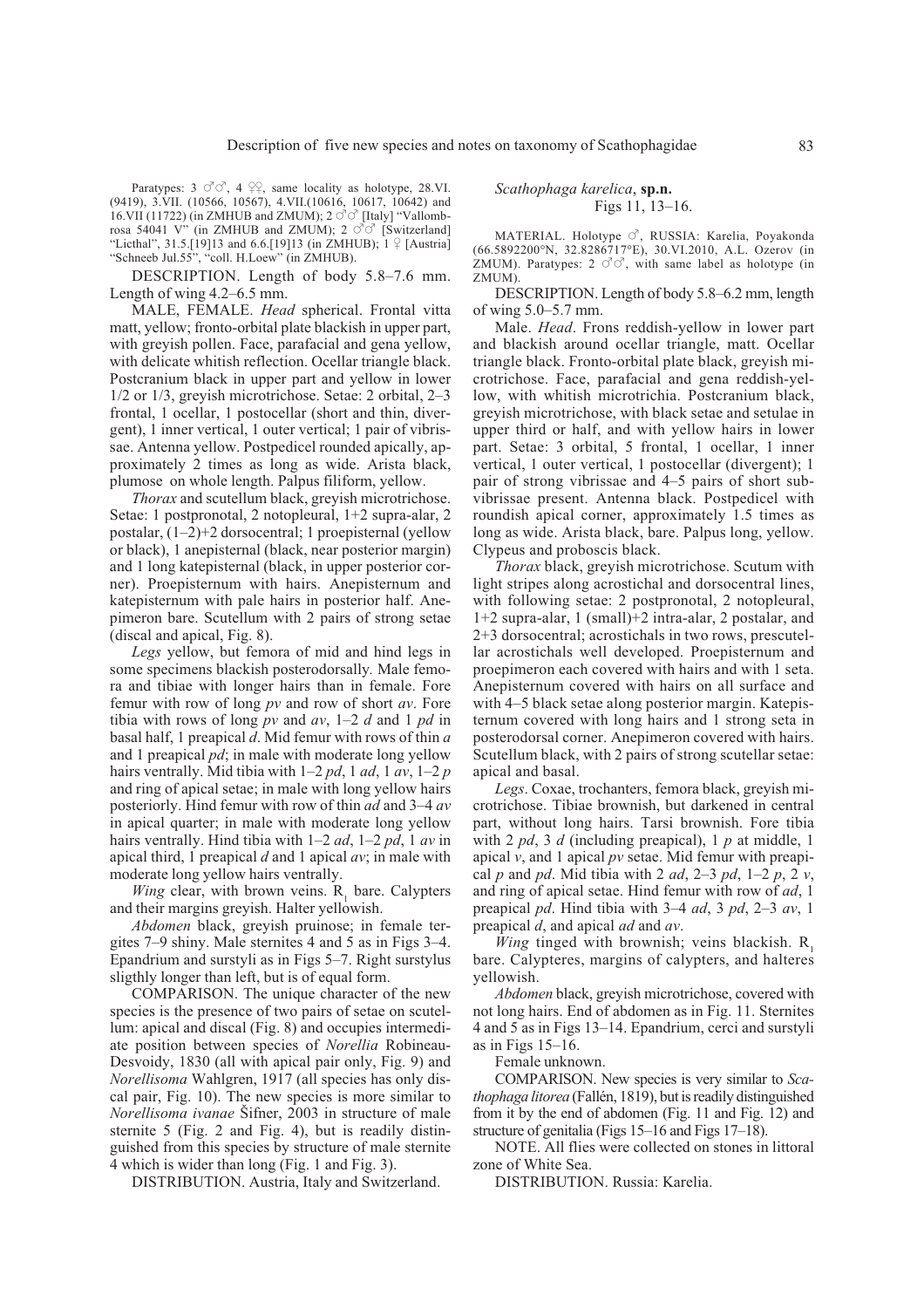Paratypes: 3 ♂♂, 4 ♀♀, same locality as holotype, 28.VI. (9419), 3.VII. (10566, 10567), 4.VII.(10616, 10617, 10642) and 16.VII (11722) (in ZMHUB and ZMUM); 2 ♂♂ [Italy] "Vallombrosa 54041 V" (in ZMHUB and ZMUM); 2 ♂♂ [Switzerland] "Licthal", 31.5.[19]13 and 6.6.[19]13 (in ZMHUB); 1 ♀ [Austria] "Schneeb Jul.55", "coll. H.Loew" (in ZMHUB).

DESCRIPTION. Length of body 5.8–7.6 mm. Length of wing 4.2–6.5 mm.

MALE, FEMALE. *Head* spherical. Frontal vitta matt, yellow; fronto-orbital plate blackish in upper part, with greyish pollen. Face, parafacial and gena yellow, with delicate whitish reflection. Ocellar triangle black. Postcranium black in upper part and yellow in lower 1/2 or 1/3, greyish microtrichose. Setae: 2 orbital, 2–3 frontal, 1 ocellar, 1 postocellar (short and thin, divergent), 1 inner vertical, 1 outer vertical; 1 pair of vibrissae. Antenna yellow. Postpedicel rounded apically, approximately 2 times as long as wide. Arista black, plumose on whole length. Palpus filiform, yellow.

*Thorax* and scutellum black, greyish microtrichose. Setae: 1 postpronotal, 2 notopleural, 1+2 supra-alar, 2 postalar, (1–2)+2 dorsocentral; 1 proepisternal (yellow or black), 1 anepisternal (black, near posterior margin) and 1 long katepisternal (black, in upper posterior corner). Proepisternum with hairs. Anepisternum and katepisternum with pale hairs in posterior half. Anepimeron bare. Scutellum with 2 pairs of strong setae (discal and apical, Fig. 8).

*Legs* yellow, but femora of mid and hind legs in some specimens blackish posterodorsally. Male femora and tibiae with longer hairs than in female. Fore femur with row of long *pv* and row of short *av*. Fore tibia with rows of long *pv* and *av*, 1–2 *d* and 1 *pd* in basal half, 1 preapical *d*. Mid femur with rows of thin *a* and 1 preapical *pd*; in male with moderate long yellow hairs ventrally. Mid tibia with 1–2 *pd*, 1 *ad*, 1 *av*, 1–2 *p* and ring of apical setae; in male with long yellow hairs posteriorly. Hind femur with row of thin *ad* and 3–4 *av* in apical quarter; in male with moderate long yellow hairs ventrally. Hind tibia with 1–2 *ad*, 1–2 *pd*, 1 *av* in apical third, 1 preapical *d* and 1 apical *av*; in male with moderate long yellow hairs ventrally.

*Wing* clear, with brown veins. $R_1$ bare. Calypters and their margins greyish. Halter yellowish.

*Abdomen* black, greyish pruinose; in female tergites 7–9 shiny. Male sternites 4 and 5 as in Figs 3–4. Epandrium and surstyli as in Figs 5–7. Right surstylus sligthly longer than left, but is of equal form.

COMPARISON. The unique character of the new species is the presence of two pairs of setae on scutellum: apical and discal (Fig. 8) and occupies intermediate position between species of *Norellia* Robineau-Desvoidy, 1830 (all with apical pair only, Fig. 9) and *Norellisoma* Wahlgren, 1917 (all species has only discal pair, Fig. 10). The new species is more similar to *Norellisoma ivanae* Šifner, 2003 in structure of male sternite 5 (Fig. 2 and Fig. 4), but is readily distinguished from this species by structure of male sternite 4 which is wider than long (Fig. 1 and Fig. 3).

DISTRIBUTION. Austria, Italy and Switzerland.

### *Scathophaga karelica*, **sp.n.**

Figs 11, 13–16.

MATERIAL. Holotype ♂, RUSSIA: Karelia, Poyakonda (66.5892200°N, 32.8286717°E), 30.VI.2010, A.L. Ozerov (in ZMUM). Paratypes: 2 ♂♂, with same label as holotype (in ZMUM).

DESCRIPTION. Length of body 5.8–6.2 mm, length of wing 5.0–5.7 mm.

Male. *Head*. Frons reddish-yellow in lower part and blackish around ocellar triangle, matt. Ocellar triangle black. Fronto-orbital plate black, greyish microtrichose. Face, parafacial and gena reddish-yellow, with whitish microtrichia. Postcranium black, greyish microtrichose, with black setae and setulae in upper third or half, and with yellow hairs in lower part. Setae: 3 orbital, 5 frontal, 1 ocellar, 1 inner vertical, 1 outer vertical, 1 postocellar (divergent); 1 pair of strong vibrissae and 4–5 pairs of short subvibrissae present. Antenna black. Postpedicel with roundish apical corner, approximately 1.5 times as long as wide. Arista black, bare. Palpus long, yellow. Clypeus and proboscis black.

*Thorax* black, greyish microtrichose. Scutum with light stripes along acrostichal and dorsocentral lines, with following setae: 2 postpronotal, 2 notopleural, 1+2 supra-alar, 1 (small)+2 intra-alar, 2 postalar, and 2+3 dorsocentral; acrostichals in two rows, prescutellar acrostichals well developed. Proepisternum and proepimeron each covered with hairs and with 1 seta. Anepisternum covered with hairs on all surface and with 4–5 black setae along posterior margin. Katepisternum covered with long hairs and 1 strong seta in posterodorsal corner. Anepimeron covered with hairs. Scutellum black, with 2 pairs of strong scutellar setae: apical and basal.

*Legs*. Coxae, trochanters, femora black, greyish microtrichose. Tibiae brownish, but darkened in central part, without long hairs. Tarsi brownish. Fore tibia with 2 *pd*, 3 *d* (including preapical), 1 *p* at middle, 1 apical *v*, and 1 apical *pv* setae. Mid femur with preapical *p* and *pd*. Mid tibia with 2 *ad*, 2–3 *pd*, 1–2 *p*, 2 *v*, and ring of apical setae. Hind femur with row of *ad*, 1 preapical *pd*. Hind tibia with 3–4 *ad*, 3 *pd*, 2–3 *av*, 1 preapical *d*, and apical *ad* and *av*.

*Wing* tinged with brownish; veins blackish. $R_1$ bare. Calypteres, margins of calypters, and halteres yellowish.

*Abdomen* black, greyish microtrichose, covered with not long hairs. End of abdomen as in Fig. 11. Sternites 4 and 5 as in Figs 13–14. Epandrium, cerci and surstyli as in Figs 15–16.

Female unknown.

COMPARISON. New species is very similar to *Scathophaga litorea* (Fallén, 1819), but is readily distinguished from it by the end of abdomen (Fig. 11 and Fig. 12) and structure of genitalia (Figs 15–16 and Figs 17–18).

NOTE. All flies were collected on stones in littoral zone of White Sea.

DISTRIBUTION. Russia: Karelia.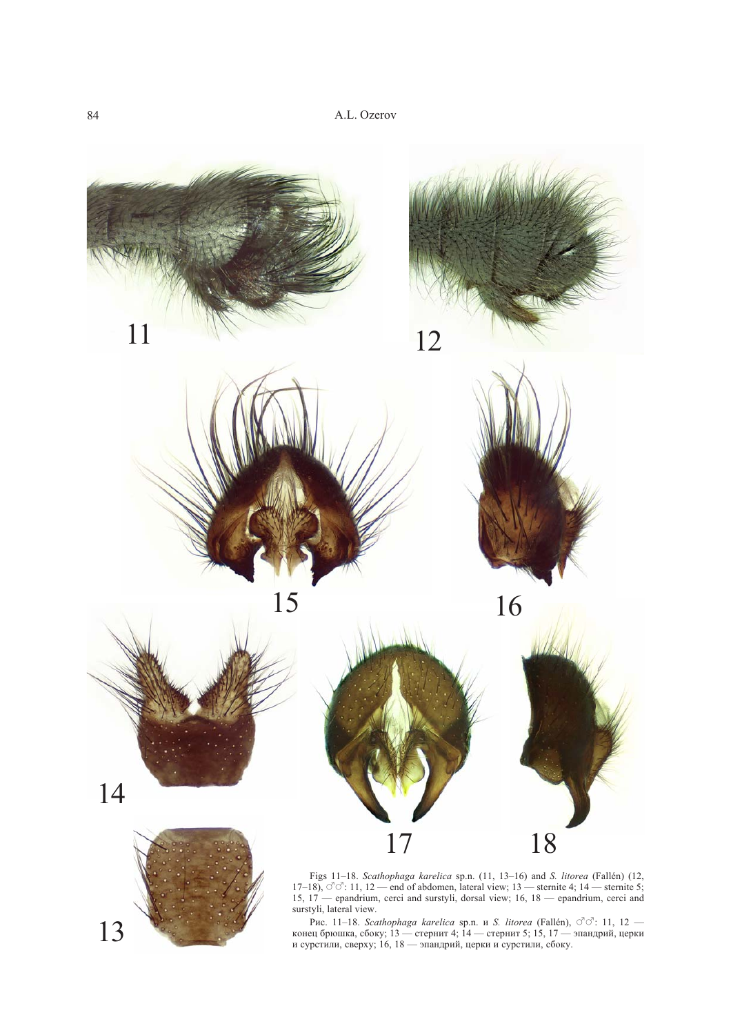11

12

15

16

14

17

18

13

Figs 11–18. *Scathophaga karelica* sp.n. (11, 13–16) and *S. litorea* (Fallén) (12, 17–18), ♂♂: 11, 12 — end of abdomen, lateral view; 13 — sternite 4; 14 — sternite 5; 15, 17 — epandrium, cerci and surstyli, dorsal view; 16, 18 — epandrium, cerci and surstyli, lateral view.

Рис. 11–18. *Scathophaga karelica* sp.n. и *S. litorea* (Fallén), ♂♂: 11, 12 — конец брюшка, сбоку; 13 — стернит 4; 14 — стернит 5; 15, 17 — эпандрий, церки и сурстили, сверху; 16, 18 — эпандрий, церки и сурстили, сбоку.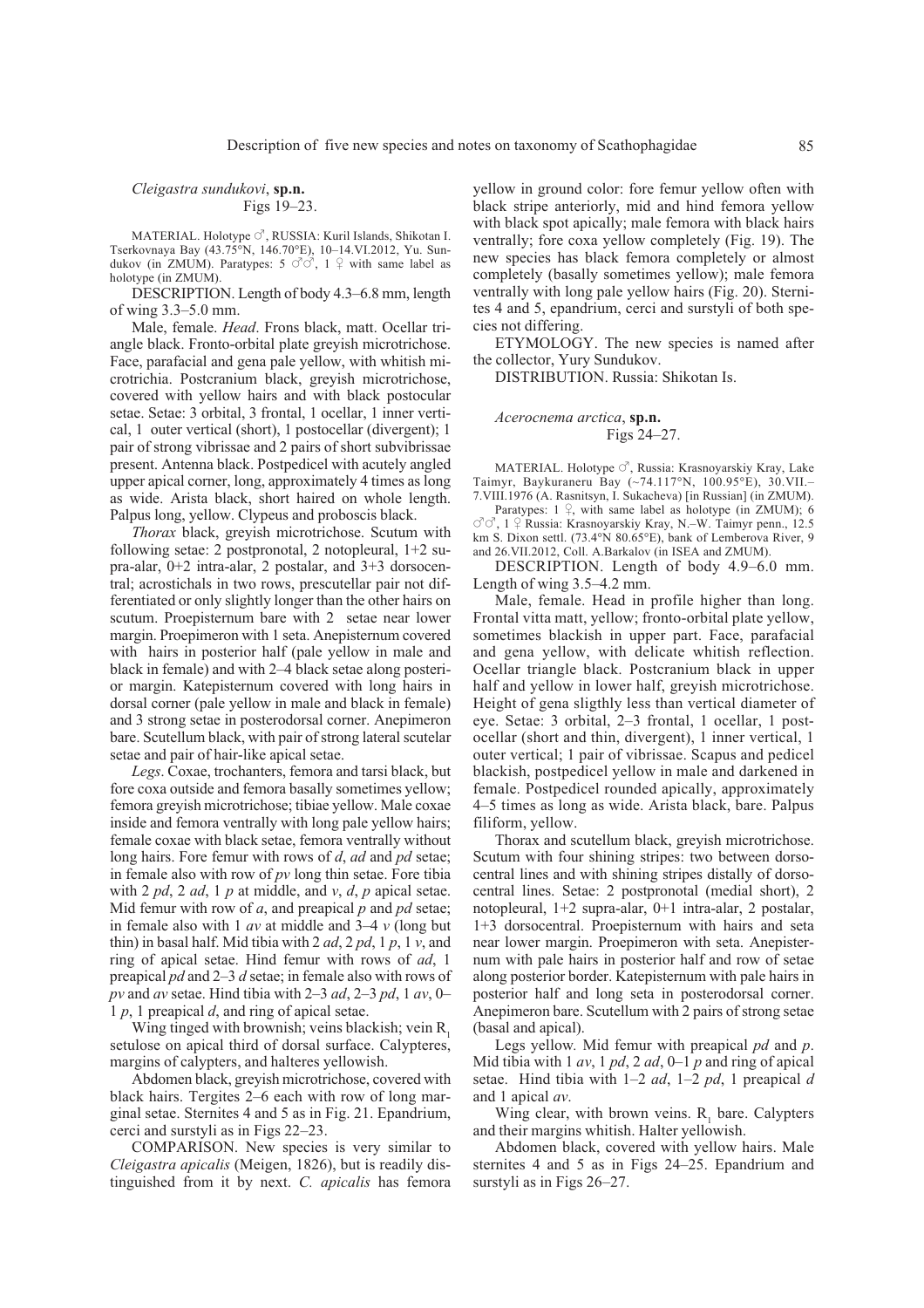### *Cleigastra sundukovi*, **sp.n.**

Figs 19–23.

MATERIAL. Holotype ♂, RUSSIA: Kuril Islands, Shikotan I. Tserkovnaya Bay (43.75°N, 146.70°E), 10–14.VI.2012, Yu. Sundukov (in ZMUM). Paratypes: 5 ♂♂, 1 ♀ with same label as holotype (in ZMUM).

DESCRIPTION. Length of body 4.3–6.8 mm, length of wing 3.3–5.0 mm.

Male, female. *Head*. Frons black, matt. Ocellar triangle black. Fronto-orbital plate greyish microtrichose. Face, parafacial and gena pale yellow, with whitish microtrichia. Postcranium black, greyish microtrichose, covered with yellow hairs and with black postocular setae. Setae: 3 orbital, 3 frontal, 1 ocellar, 1 inner vertical, 1 outer vertical (short), 1 postocellar (divergent); 1 pair of strong vibrissae and 2 pairs of short subvibrissae present. Antenna black. Postpedicel with acutely angled upper apical corner, long, approximately 4 times as long as wide. Arista black, short haired on whole length. Palpus long, yellow. Clypeus and proboscis black.

*Thorax* black, greyish microtrichose. Scutum with following setae: 2 postpronotal, 2 notopleural, 1+2 supra-alar, 0+2 intra-alar, 2 postalar, and 3+3 dorsocentral; acrostichals in two rows, prescutellar pair not differentiated or only slightly longer than the other hairs on scutum. Proepisternum bare with 2 setae near lower margin. Proepimeron with 1 seta. Anepisternum covered with hairs in posterior half (pale yellow in male and black in female) and with 2–4 black setae along posterior margin. Katepisternum covered with long hairs in dorsal corner (pale yellow in male and black in female) and 3 strong setae in posterodorsal corner. Anepimeron bare. Scutellum black, with pair of strong lateral scutelar setae and pair of hair-like apical setae.

*Legs*. Coxae, trochanters, femora and tarsi black, but fore coxa outside and femora basally sometimes yellow; femora greyish microtrichose; tibiae yellow. Male coxae inside and femora ventrally with long pale yellow hairs; female coxae with black setae, femora ventrally without long hairs. Fore femur with rows of *d*, *ad* and *pd* setae; in female also with row of *pv* long thin setae. Fore tibia with 2 *pd*, 2 *ad*, 1 *p* at middle, and *v*, *d*, *p* apical setae. Mid femur with row of *a*, and preapical *p* and *pd* setae; in female also with 1 *av* at middle and 3–4 *v* (long but thin) in basal half. Mid tibia with 2 *ad*, 2 *pd*, 1 *p*, 1 *v*, and ring of apical setae. Hind femur with rows of *ad*, 1 preapical *pd* and 2–3 *d* setae; in female also with rows of *pv* and *av* setae. Hind tibia with 2–3 *ad*, 2–3 *pd*, 1 *av*, 0–1 *p*, 1 preapical *d*, and ring of apical setae.

Wing tinged with brownish; veins blackish; vein $R_1$ setulose on apical third of dorsal surface. Calypteres, margins of calypters, and halteres yellowish.

Abdomen black, greyish microtrichose, covered with black hairs. Tergites 2–6 each with row of long marginal setae. Sternites 4 and 5 as in Fig. 21. Epandrium, cerci and surstyli as in Figs 22–23.

COMPARISON. New species is very similar to *Cleigastra apicalis* (Meigen, 1826), but is readily distinguished from it by next. *C. apicalis* has femora yellow in ground color: fore femur yellow often with black stripe anteriorly, mid and hind femora yellow with black spot apically; male femora with black hairs ventrally; fore coxa yellow completely (Fig. 19). The new species has black femora completely or almost completely (basally sometimes yellow); male femora ventrally with long pale yellow hairs (Fig. 20). Sternites 4 and 5, epandrium, cerci and surstyli of both species not differing.

ETYMOLOGY. The new species is named after the collector, Yury Sundukov.

DISTRIBUTION. Russia: Shikotan Is.

### *Acerocnema arctica*, **sp.n.**

Figs 24–27.

MATERIAL. Holotype ♂, Russia: Krasnoyarskiy Kray, Lake Taimyr, Baykuraneru Bay (~74.117°N, 100.95°E), 30.VII.–7.VIII.1976 (A. Rasnitsyn, I. Sukacheva) [in Russian] (in ZMUM).

Paratypes: 1 ♀, with same label as holotype (in ZMUM); 6 ♂♂, 1 ♀ Russia: Krasnoyarskiy Kray, N.–W. Taimyr penn., 12.5 km S. Dixon settl. (73.4°N 80.65°E), bank of Lemberova River, 9 and 26.VII.2012, Coll. A.Barkalov (in ISEA and ZMUM).

DESCRIPTION. Length of body 4.9–6.0 mm. Length of wing 3.5–4.2 mm.

Male, female. Head in profile higher than long. Frontal vitta matt, yellow; fronto-orbital plate yellow, sometimes blackish in upper part. Face, parafacial and gena yellow, with delicate whitish reflection. Ocellar triangle black. Postcranium black in upper half and yellow in lower half, greyish microtrichose. Height of gena sligthly less than vertical diameter of eye. Setae: 3 orbital, 2–3 frontal, 1 ocellar, 1 postocellar (short and thin, divergent), 1 inner vertical, 1 outer vertical; 1 pair of vibrissae. Scapus and pedicel blackish, postpedicel yellow in male and darkened in female. Postpedicel rounded apically, approximately 4–5 times as long as wide. Arista black, bare. Palpus filiform, yellow.

Thorax and scutellum black, greyish microtrichose. Scutum with four shining stripes: two between dorsocentral lines and with shining stripes distally of dorsocentral lines. Setae: 2 postpronotal (medial short), 2 notopleural, 1+2 supra-alar, 0+1 intra-alar, 2 postalar, 1+3 dorsocentral. Proepisternum with hairs and seta near lower margin. Proepimeron with seta. Anepisternum with pale hairs in posterior half and row of setae along posterior border. Katepisternum with pale hairs in posterior half and long seta in posterodorsal corner. Anepimeron bare. Scutellum with 2 pairs of strong setae (basal and apical).

Legs yellow. Mid femur with preapical *pd* and *p*. Mid tibia with 1 *av*, 1 *pd*, 2 *ad*, 0–1 *p* and ring of apical setae. Hind tibia with 1–2 *ad*, 1–2 *pd*, 1 preapical *d* and 1 apical *av*.

Wing clear, with brown veins. $R_1$ bare. Calypters and their margins whitish. Halter yellowish.

Abdomen black, covered with yellow hairs. Male sternites 4 and 5 as in Figs 24–25. Epandrium and surstyli as in Figs 26–27.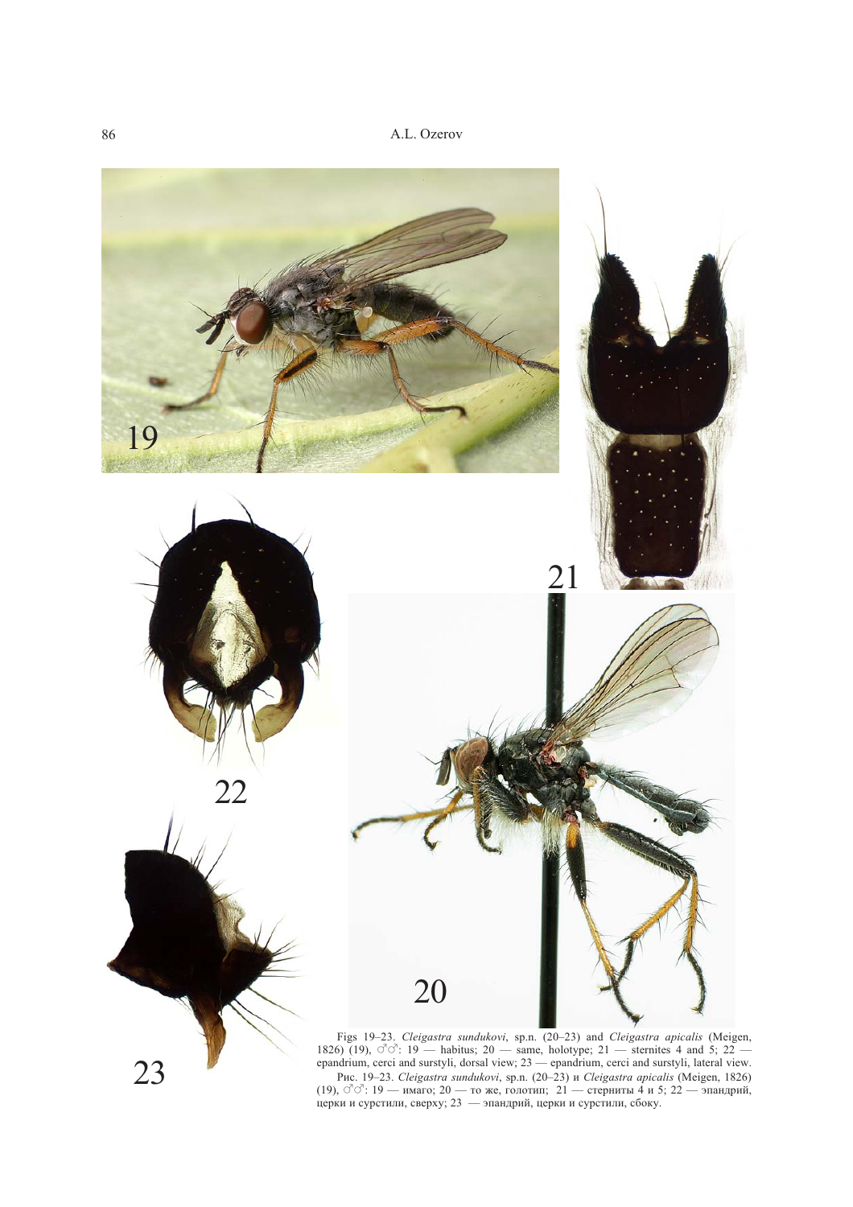Figs 19–23. *Cleigastra sundukovi*, sp.n. (20–23) and *Cleigastra apicalis* (Meigen, 1826) (19), ♂♂: 19 — habitus; 20 — same, holotype; 21 — sternites 4 and 5; 22 — epandrium, cerci and surstyli, dorsal view; 23 — epandrium, cerci and surstyli, lateral view.

Рис. 19–23. *Cleigastra sundukovi*, sp.n. (20–23) и *Cleigastra apicalis* (Meigen, 1826) (19), ♂♂: 19 — имаго; 20 — то же, голотип; 21 — стерниты 4 и 5; 22 — эпандрий, церки и сурстили, сверху; 23 — эпандрий, церки и сурстили, сбоку.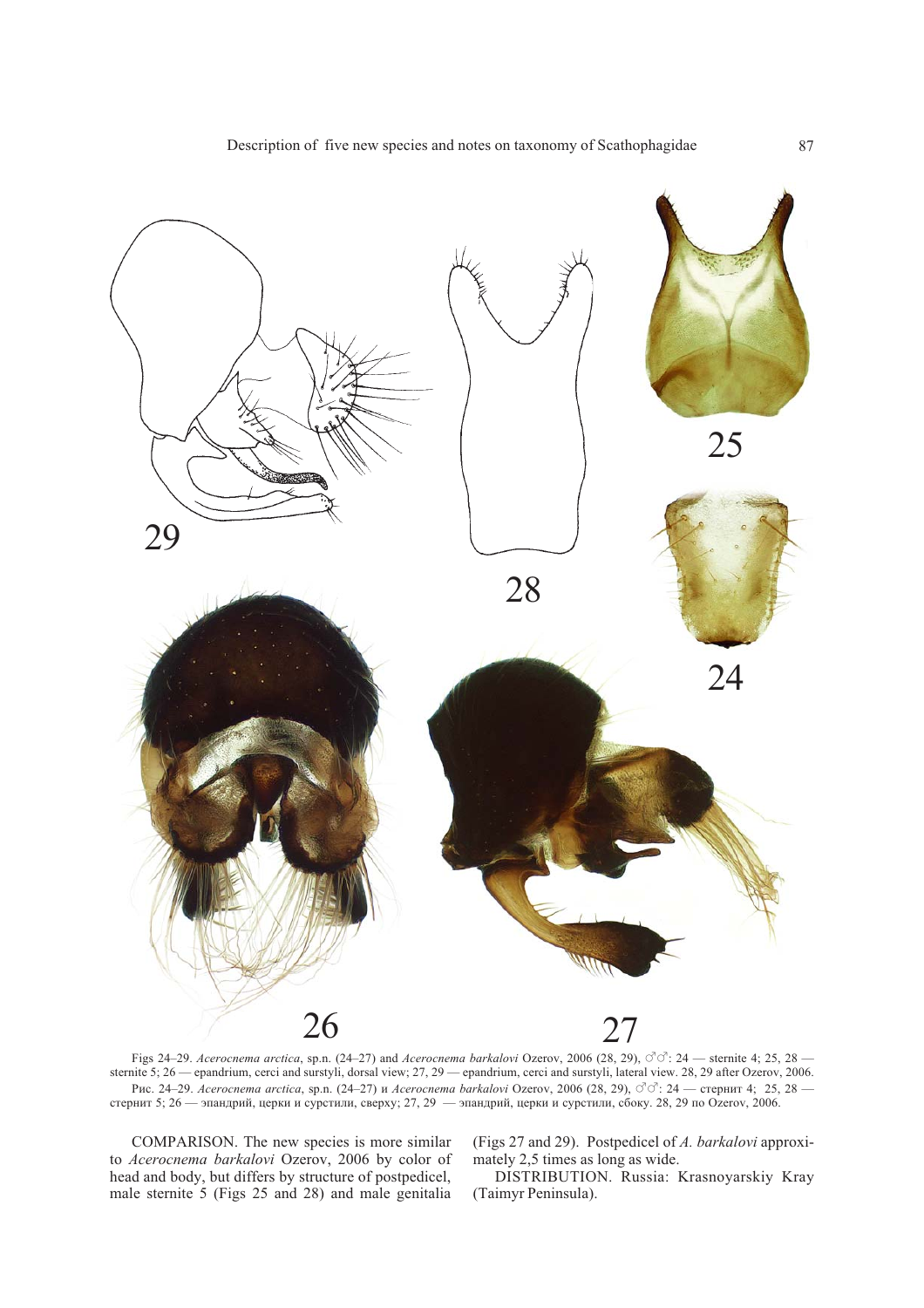Figs 24–29. *Acerocnema arctica*, sp.n. (24–27) and *Acerocnema barkalovi* Ozerov, 2006 (28, 29), ♂♂: 24 — sternite 4; 25, 28 — sternite 5; 26 — epandrium, cerci and surstyli, dorsal view; 27, 29 — epandrium, cerci and surstyli, lateral view. 28, 29 after Ozerov, 2006.

Рис. 24–29. *Acerocnema arctica*, sp.n. (24–27) и *Acerocnema barkalovi* Ozerov, 2006 (28, 29), ♂♂: 24 — стернит 4; 25, 28 — стернит 5; 26 — эпандрий, церки и сурстили, сверху; 27, 29 — эпандрий, церки и сурстили, сбоку. 28, 29 по Ozerov, 2006.

COMPARISON. The new species is more similar to *Acerocnema barkalovi* Ozerov, 2006 by color of head and body, but differs by structure of postpedicel, male sternite 5 (Figs 25 and 28) and male genitalia (Figs 27 and 29). Postpedicel of *A. barkalovi* approximately 2,5 times as long as wide.

DISTRIBUTION. Russia: Krasnoyarskiy Kray (Taimyr Peninsula).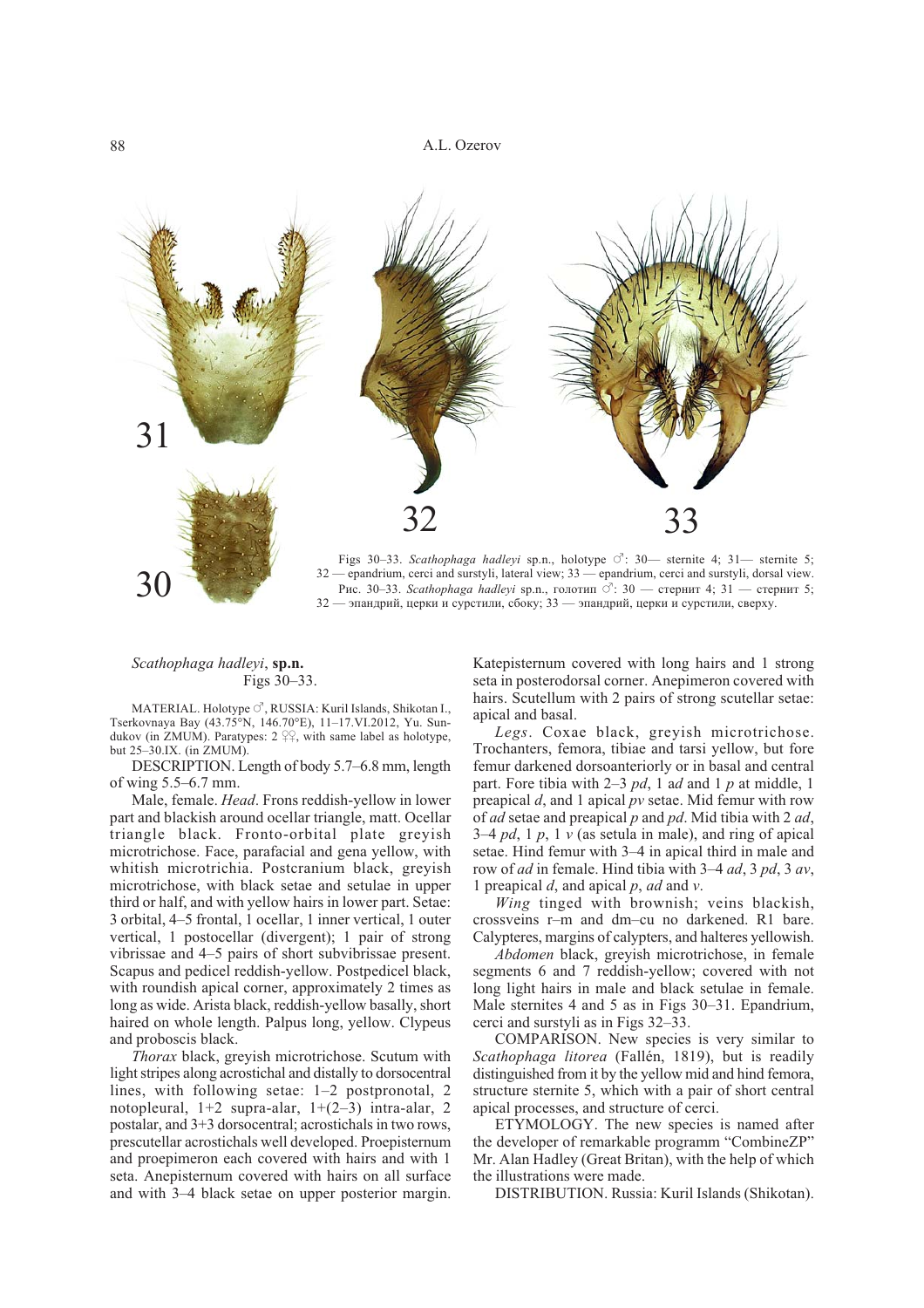Figs 30–33. *Scathophaga hadleyi* sp.n., holotype ♂: 30— sternite 4; 31— sternite 5; 32 — epandrium, cerci and surstyli, lateral view; 33 — epandrium, cerci and surstyli, dorsal view.
Рис. 30–33. *Scathophaga hadleyi* sp.n., голотип ♂: 30 — стернит 4; 31 — стернит 5; 32 — эпандрий, церки и сурстили, сбоку; 33 — эпандрий, церки и сурстили, сверху.

*Scathophaga hadleyi*, **sp.n.**
Figs 30–33.

MATERIAL. Holotype ♂, RUSSIA: Kuril Islands, Shikotan I., Tserkovnaya Bay (43.75°N, 146.70°E), 11–17.VI.2012, Yu. Sundukov (in ZMUM). Paratypes: 2 ♀♀, with same label as holotype, but 25–30.IX. (in ZMUM).

DESCRIPTION. Length of body 5.7–6.8 mm, length of wing 5.5–6.7 mm.

Male, female. *Head*. Frons reddish-yellow in lower part and blackish around ocellar triangle, matt. Ocellar triangle black. Fronto-orbital plate greyish microtrichose. Face, parafacial and gena yellow, with whitish microtrichia. Postcranium black, greyish microtrichose, with black setae and setulae in upper third or half, and with yellow hairs in lower part. Setae: 3 orbital, 4–5 frontal, 1 ocellar, 1 inner vertical, 1 outer vertical, 1 postocellar (divergent); 1 pair of strong vibrissae and 4–5 pairs of short subvibrissae present. Scapus and pedicel reddish-yellow. Postpedicel black, with roundish apical corner, approximately 2 times as long as wide. Arista black, reddish-yellow basally, short haired on whole length. Palpus long, yellow. Clypeus and proboscis black.

*Thorax* black, greyish microtrichose. Scutum with light stripes along acrostichal and distally to dorsocentral lines, with following setae: 1–2 postpronotal, 2 notopleural, 1+2 supra-alar, 1+(2–3) intra-alar, 2 postalar, and 3+3 dorsocentral; acrostichals in two rows, prescutellar acrostichals well developed. Proepisternum and proepimeron each covered with hairs and with 1 seta. Anepisternum covered with hairs on all surface and with 3–4 black setae on upper posterior margin. Katepisternum covered with long hairs and 1 strong seta in posterodorsal corner. Anepimeron covered with hairs. Scutellum with 2 pairs of strong scutellar setae: apical and basal.

*Legs*. Coxae black, greyish microtrichose. Trochanters, femora, tibiae and tarsi yellow, but fore femur darkened dorsoanteriorly or in basal and central part. Fore tibia with 2–3 *pd*, 1 *ad* and 1 *p* at middle, 1 preapical *d*, and 1 apical *pv* setae. Mid femur with row of *ad* setae and preapical *p* and *pd*. Mid tibia with 2 *ad*, 3–4 *pd*, 1 *p*, 1 *v* (as setula in male), and ring of apical setae. Hind femur with 3–4 in apical third in male and row of *ad* in female. Hind tibia with 3–4 *ad*, 3 *pd*, 3 *av*, 1 preapical *d*, and apical *p*, *ad* and *v*.

*Wing* tinged with brownish; veins blackish, crossveins r–m and dm–cu no darkened. R1 bare. Calypteres, margins of calypters, and halteres yellowish.

*Abdomen* black, greyish microtrichose, in female segments 6 and 7 reddish-yellow; covered with not long light hairs in male and black setulae in female. Male sternites 4 and 5 as in Figs 30–31. Epandrium, cerci and surstyli as in Figs 32–33.

COMPARISON. New species is very similar to *Scathophaga litorea* (Fallén, 1819), but is readily distinguished from it by the yellow mid and hind femora, structure sternite 5, which with a pair of short central apical processes, and structure of cerci.

ETYMOLOGY. The new species is named after the developer of remarkable programm "CombineZP" Mr. Alan Hadley (Great Britan), with the help of which the illustrations were made.

DISTRIBUTION. Russia: Kuril Islands (Shikotan).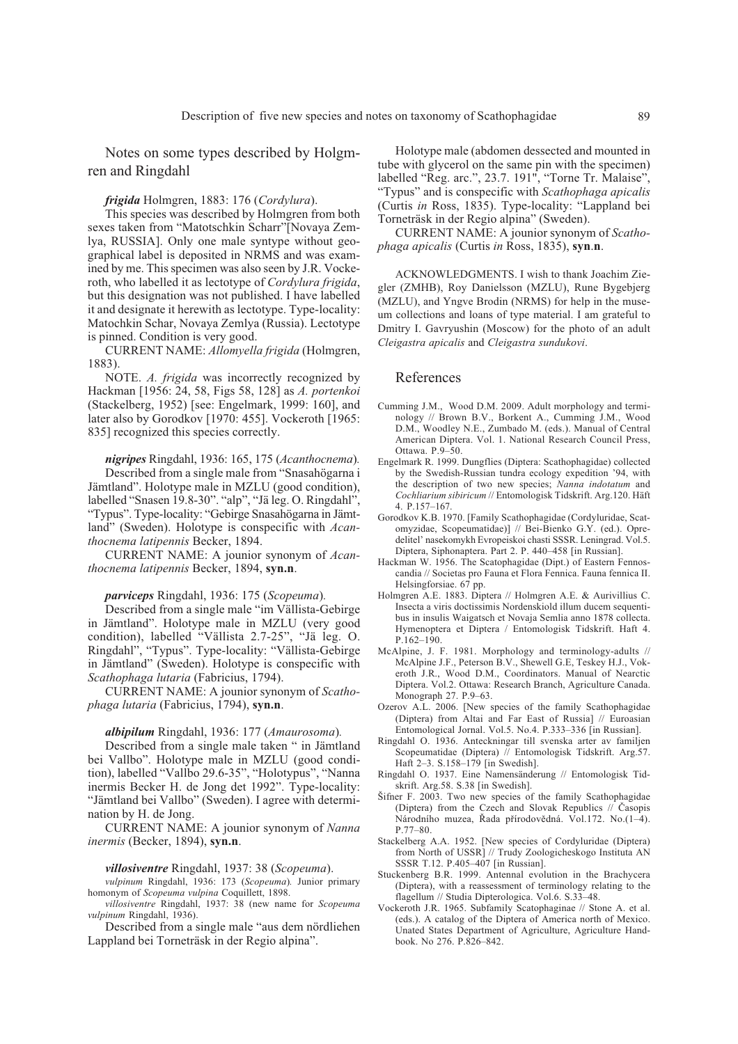## Notes on some types described by Holgmren and Ringdahl

***frigida*** Holmgren, 1883: 176 (*Cordylura*).

This species was described by Holmgren from both sexes taken from "Matotschkin Scharr"[Novaya Zemlya, RUSSIA]. Only one male syntype without geographical label is deposited in NRMS and was examined by me. This specimen was also seen by J.R. Vockeroth, who labelled it as lectotype of *Cordylura frigida*, but this designation was not published. I have labelled it and designate it herewith as lectotype. Type-locality: Matochkin Schar, Novaya Zemlya (Russia). Lectotype is pinned. Condition is very good.

CURRENT NAME: *Allomyella frigida* (Holmgren, 1883).

NOTE. *A. frigida* was incorrectly recognized by Hackman [1956: 24, 58, Figs 58, 128] as *A. portenkoi* (Stackelberg, 1952) [see: Engelmark, 1999: 160], and later also by Gorodkov [1970: 455]. Vockeroth [1965: 835] recognized this species correctly.

***nigripes*** Ringdahl, 1936: 165, 175 (*Acanthocnema*).

Described from a single male from "Snasahögarna i Jämtland". Holotype male in MZLU (good condition), labelled "Snasen 19.8-30". "alp", "Jä leg. O. Ringdahl", "Typus". Type-locality: "Gebirge Snasahögarna in Jämtland" (Sweden). Holotype is conspecific with *Acanthocnema latipennis* Becker, 1894.

CURRENT NAME: A jounior synonym of *Acanthocnema latipennis* Becker, 1894, **syn.n**.

***parviceps*** Ringdahl, 1936: 175 (*Scopeuma*).

Described from a single male "im Vällista-Gebirge in Jämtland". Holotype male in MZLU (very good condition), labelled "Vällista 2.7-25", "Jä leg. O. Ringdahl", "Typus". Type-locality: "Vällista-Gebirge in Jämtland" (Sweden). Holotype is conspecific with *Scathophaga lutaria* (Fabricius, 1794).

CURRENT NAME: A jounior synonym of *Scathophaga lutaria* (Fabricius, 1794), **syn.n**.

***albipilum*** Ringdahl, 1936: 177 (*Amaurosoma*).

Described from a single male taken " in Jämtland bei Vallbo". Holotype male in MZLU (good condition), labelled "Vallbo 29.6-35", "Holotypus", "Nanna inermis Becker H. de Jong det 1992". Type-locality: "Jämtland bei Vallbo" (Sweden). I agree with determination by H. de Jong.

CURRENT NAME: A jounior synonym of *Nanna inermis* (Becker, 1894), **syn.n**.

***villosiventre*** Ringdahl, 1937: 38 (*Scopeuma*).

*vulpinum* Ringdahl, 1936: 173 (*Scopeuma*). Junior primary homonym of *Scopeuma vulpina* Coquillett, 1898.

*villosiventre* Ringdahl, 1937: 38 (new name for *Scopeuma vulpinum* Ringdahl, 1936).

Described from a single male "aus dem nördliehen Lappland bei Torneträsk in der Regio alpina".

Holotype male (abdomen dessected and mounted in tube with glycerol on the same pin with the specimen) labelled "Reg. arc.", 23.7. 191", "Torne Tr. Malaise", "Typus" and is conspecific with *Scathophaga apicalis* (Curtis *in* Ross, 1835). Type-locality: "Lappland bei Torneträsk in der Regio alpina" (Sweden).

CURRENT NAME: A jounior synonym of *Scathophaga apicalis* (Curtis *in* Ross, 1835), **syn**.**n**.

ACKNOWLEDGMENTS. I wish to thank Joachim Ziegler (ZMHB), Roy Danielsson (MZLU), Rune Bygebjerg (MZLU), and Yngve Brodin (NRMS) for help in the museum collections and loans of type material. I am grateful to Dmitry I. Gavryushin (Moscow) for the photo of an adult *Cleigastra apicalis* and *Cleigastra sundukovi*.

## References

Cumming J.M., Wood D.M. 2009. Adult morphology and terminology // Brown B.V., Borkent A., Cumming J.M., Wood D.M., Woodley N.E., Zumbado M. (eds.). Manual of Central American Diptera. Vol. 1. National Research Council Press, Ottawa. P.9–50.

Engelmark R. 1999. Dungflies (Diptera: Scathophagidae) collected by the Swedish-Russian tundra ecology expedition '94, with the description of two new species; *Nanna indotatum* and *Cochliarium sibiricum* // Entomologisk Tidskrift. Arg.120. Häft 4. P.157–167.

Gorodkov K.B. 1970. [Family Scathophagidae (Cordyluridae, Scatomyzidae, Scopeumatidae)] // Bei-Bienko G.Y. (ed.). Opredelitel' nasekomykh Evropeiskoi chasti SSSR. Leningrad. Vol.5. Diptera, Siphonaptera. Part 2. P. 440–458 [in Russian].

Hackman W. 1956. The Scatophagidae (Dipt.) of Eastern Fennoscandia // Societas pro Fauna et Flora Fennica. Fauna fennica II. Helsingforsiae. 67 pp.

Holmgren A.E. 1883. Diptera // Holmgren A.E. & Aurivillius C. Insecta a viris doctissimis Nordenskiold illum ducem sequentibus in insulis Waigatsch et Novaja Semlia anno 1878 collecta. Hymenoptera et Diptera / Entomologisk Tidskrift. Haft 4. P.162–190.

McAlpine, J. F. 1981. Morphology and terminology-adults // McAlpine J.F., Peterson B.V., Shewell G.E, Teskey H.J., Vockeroth J.R., Wood D.M., Coordinators. Manual of Nearctic Diptera. Vol.2. Ottawa: Research Branch, Agriculture Canada. Monograph 27. P.9–63.

Ozerov A.L. 2006. [New species of the family Scathophagidae (Diptera) from Altai and Far East of Russia] // Euroasian Entomological Jornal. Vol.5. No.4. P.333–336 [in Russian].

Ringdahl O. 1936. Anteckningar till svenska arter av familjen Scopeumatidae (Diptera) // Entomologisk Tidskrift. Arg.57. Haft 2–3. S.158–179 [in Swedish].

Ringdahl O. 1937. Eine Namensänderung // Entomologisk Tidskrift. Arg.58. S.38 [in Swedish].

Šifner F. 2003. Two new species of the family Scathophagidae (Diptera) from the Czech and Slovak Republics // Časopis Národního muzea, Řada přírodovědná. Vol.172. No.(1–4). P.77–80.

Stackelberg A.A. 1952. [New species of Cordyluridae (Diptera) from North of USSR] // Trudy Zoologicheskogo Instituta AN SSSR T.12. P.405–407 [in Russian].

Stuckenberg B.R. 1999. Antennal evolution in the Brachycera (Diptera), with a reassessment of terminology relating to the flagellum // Studia Dipterologica. Vol.6. S.33–48.

Vockeroth J.R. 1965. Subfamily Scatophaginae // Stone A. et al. (eds.). A catalog of the Diptera of America north of Mexico. Unated States Department of Agriculture, Agriculture Handbook. No 276. P.826–842.